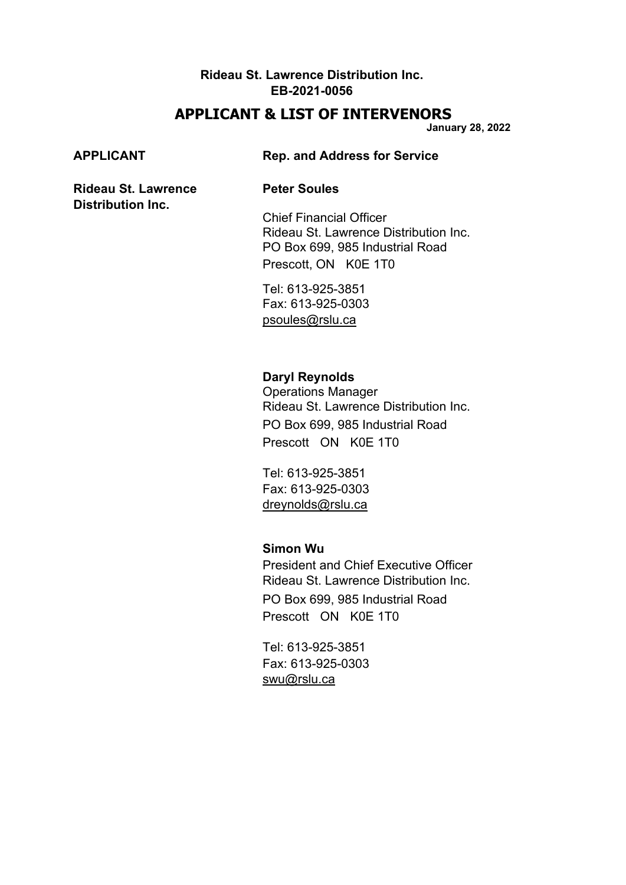**Rideau St. Lawrence Distribution Inc.**
**EB-2021-0056**

# APPLICANT & LIST OF INTERVENORS

**January 28, 2022**

| APPLICANT | Rep. and Address for Service |
|---|---|
| **Rideau St. Lawrence Distribution Inc.** | **Peter Soules**<br><br>Chief Financial Officer<br>Rideau St. Lawrence Distribution Inc.<br>PO Box 699, 985 Industrial Road<br>Prescott, ON K0E 1T0<br><br>Tel: 613-925-3851<br>Fax: 613-925-0303<br>psoules@rslu.ca |
| | **Daryl Reynolds**<br>Operations Manager<br>Rideau St. Lawrence Distribution Inc.<br>PO Box 699, 985 Industrial Road<br>Prescott ON K0E 1T0<br><br>Tel: 613-925-3851<br>Fax: 613-925-0303<br>dreynolds@rslu.ca |
| | **Simon Wu**<br>President and Chief Executive Officer<br>Rideau St. Lawrence Distribution Inc.<br>PO Box 699, 985 Industrial Road<br>Prescott ON K0E 1T0<br><br>Tel: 613-925-3851<br>Fax: 613-925-0303<br>swu@rslu.ca |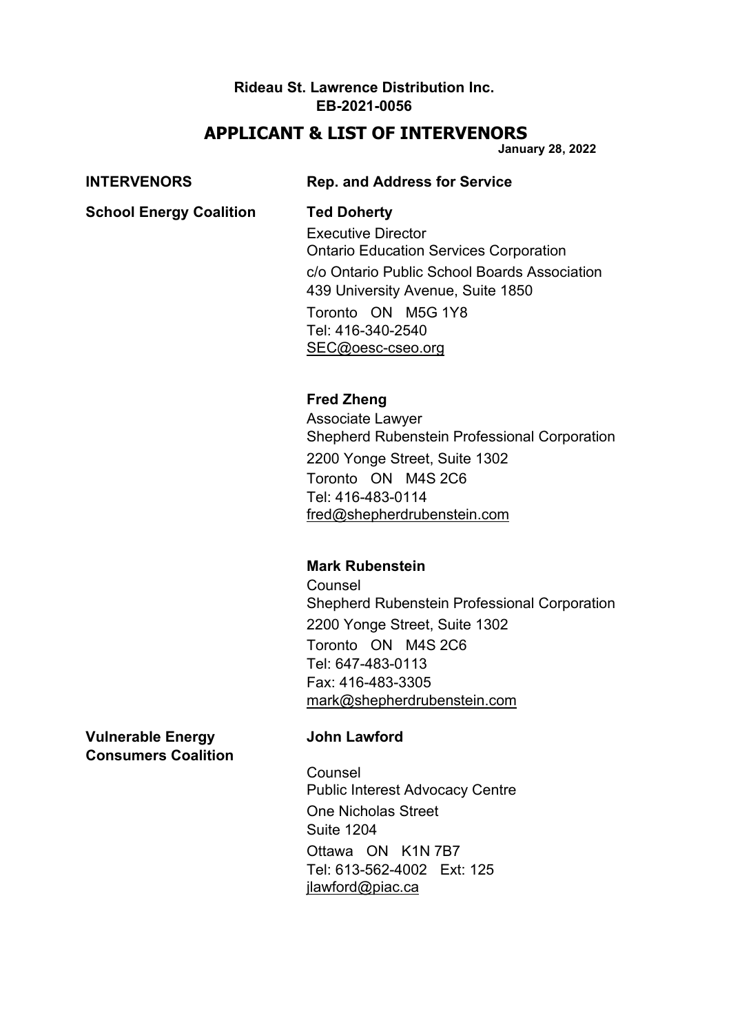**Rideau St. Lawrence Distribution Inc.**
**EB-2021-0056**

## APPLICANT & LIST OF INTERVENORS

**January 28, 2022**

| INTERVENORS | Rep. and Address for Service |
|---|---|
| **School Energy Coalition** | **Ted Doherty**<br>Executive Director<br>Ontario Education Services Corporation<br>c/o Ontario Public School Boards Association<br>439 University Avenue, Suite 1850<br>Toronto ON M5G 1Y8<br>Tel: 416-340-2540<br>SEC@oesc-cseo.org |
| | **Fred Zheng**<br>Associate Lawyer<br>Shepherd Rubenstein Professional Corporation<br>2200 Yonge Street, Suite 1302<br>Toronto ON M4S 2C6<br>Tel: 416-483-0114<br>fred@shepherdrubenstein.com |
| | **Mark Rubenstein**<br>Counsel<br>Shepherd Rubenstein Professional Corporation<br>2200 Yonge Street, Suite 1302<br>Toronto ON M4S 2C6<br>Tel: 647-483-0113<br>Fax: 416-483-3305<br>mark@shepherdrubenstein.com |
| **Vulnerable Energy Consumers Coalition** | **John Lawford**<br>Counsel<br>Public Interest Advocacy Centre<br>One Nicholas Street<br>Suite 1204<br>Ottawa ON K1N 7B7<br>Tel: 613-562-4002 Ext: 125<br>jlawford@piac.ca |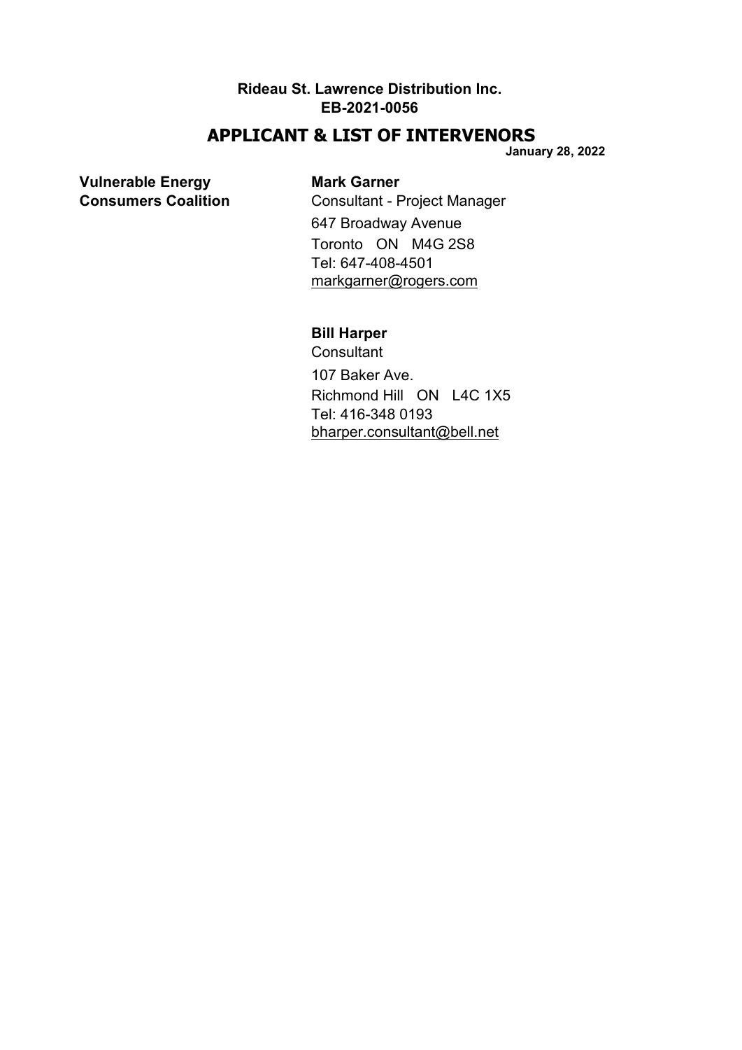**Rideau St. Lawrence Distribution Inc.**
**EB-2021-0056**

## APPLICANT & LIST OF INTERVENORS

**January 28, 2022**

| | |
|---|---|
| **Vulnerable Energy Consumers Coalition** | **Mark Garner**<br>Consultant - Project Manager<br>647 Broadway Avenue<br>Toronto ON M4G 2S8<br>Tel: 647-408-4501<br>markgarner@rogers.com |
| | **Bill Harper**<br>Consultant<br>107 Baker Ave.<br>Richmond Hill ON L4C 1X5<br>Tel: 416-348 0193<br>bharper.consultant@bell.net |